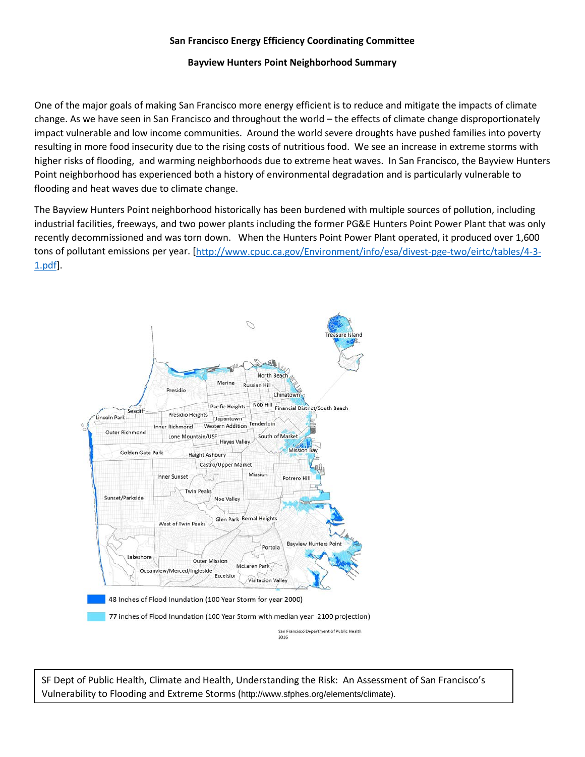**San Francisco Energy Efficiency Coordinating Committee**

**Bayview Hunters Point Neighborhood Summary**

One of the major goals of making San Francisco more energy efficient is to reduce and mitigate the impacts of climate change. As we have seen in San Francisco and throughout the world – the effects of climate change disproportionately impact vulnerable and low income communities. Around the world severe droughts have pushed families into poverty resulting in more food insecurity due to the rising costs of nutritious food. We see an increase in extreme storms with higher risks of flooding, and warming neighborhoods due to extreme heat waves. In San Francisco, the Bayview Hunters Point neighborhood has experienced both a history of environmental degradation and is particularly vulnerable to flooding and heat waves due to climate change.

The Bayview Hunters Point neighborhood historically has been burdened with multiple sources of pollution, including industrial facilities, freeways, and two power plants including the former PG&E Hunters Point Power Plant that was only recently decommissioned and was torn down. When the Hunters Point Power Plant operated, it produced over 1,600 tons of pollutant emissions per year. [http://www.cpuc.ca.gov/Environment/info/esa/divest-pge-two/eirtc/tables/4-3-1.pdf].

48 Inches of Flood Inundation (100 Year Storm for year 2000)

77 inches of Flood Inundation (100 Year Storm with median year 2100 projection)

San Francisco Department of Public Health 2016

SF Dept of Public Health, Climate and Health, Understanding the Risk: An Assessment of San Francisco's Vulnerability to Flooding and Extreme Storms (http://www.sfphes.org/elements/climate).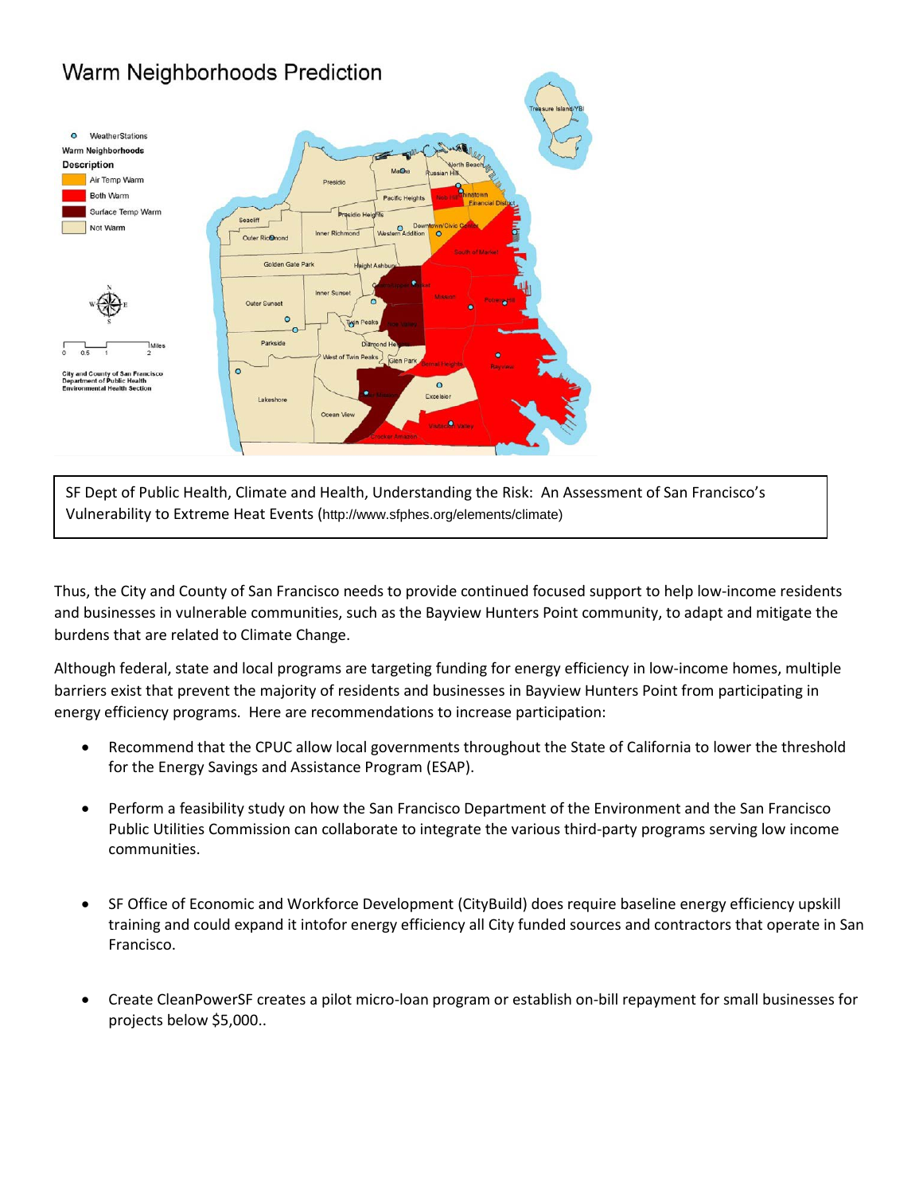# Warm Neighborhoods Prediction

WeatherStations

**Warm Neighborhoods**

**Description**

Air Temp Warm

Both Warm

Surface Temp Warm

Not Warm

Miles

0 0.5 1 2

City and County of San Francisco
Department of Public Health
Environmental Health Section

Treasure Island/YBI
North Beach
Marina
Russian Hill
Presidio
Pacific Heights
Nob Hill
Chinatown
Financial District
Seacliff
Presidio Heights
Outer Richmond
Inner Richmond
Western Addition
Downtown/Civic Center
South of Market
Golden Gate Park
Haight Ashbury
Castro/Upper Market
Inner Sunset
Mission
Potrero Hill
Outer Sunset
Twin Peaks
Noe Valley
Parkside
Diamond Heights
West of Twin Peaks
Glen Park
Bernal Heights
Bayview
Outer Mission
Excelsior
Lakeshore
Ocean View
Visitacion Valley
Crocker Amazon

SF Dept of Public Health, Climate and Health, Understanding the Risk: An Assessment of San Francisco's Vulnerability to Extreme Heat Events (http://www.sfphes.org/elements/climate)

Thus, the City and County of San Francisco needs to provide continued focused support to help low-income residents and businesses in vulnerable communities, such as the Bayview Hunters Point community, to adapt and mitigate the burdens that are related to Climate Change.

Although federal, state and local programs are targeting funding for energy efficiency in low-income homes, multiple barriers exist that prevent the majority of residents and businesses in Bayview Hunters Point from participating in energy efficiency programs. Here are recommendations to increase participation:

- Recommend that the CPUC allow local governments throughout the State of California to lower the threshold for the Energy Savings and Assistance Program (ESAP).
- Perform a feasibility study on how the San Francisco Department of the Environment and the San Francisco Public Utilities Commission can collaborate to integrate the various third-party programs serving low income communities.
- SF Office of Economic and Workforce Development (CityBuild) does require baseline energy efficiency upskill training and could expand it intofor energy efficiency all City funded sources and contractors that operate in San Francisco.
- Create CleanPowerSF creates a pilot micro-loan program or establish on-bill repayment for small businesses for projects below $5,000..